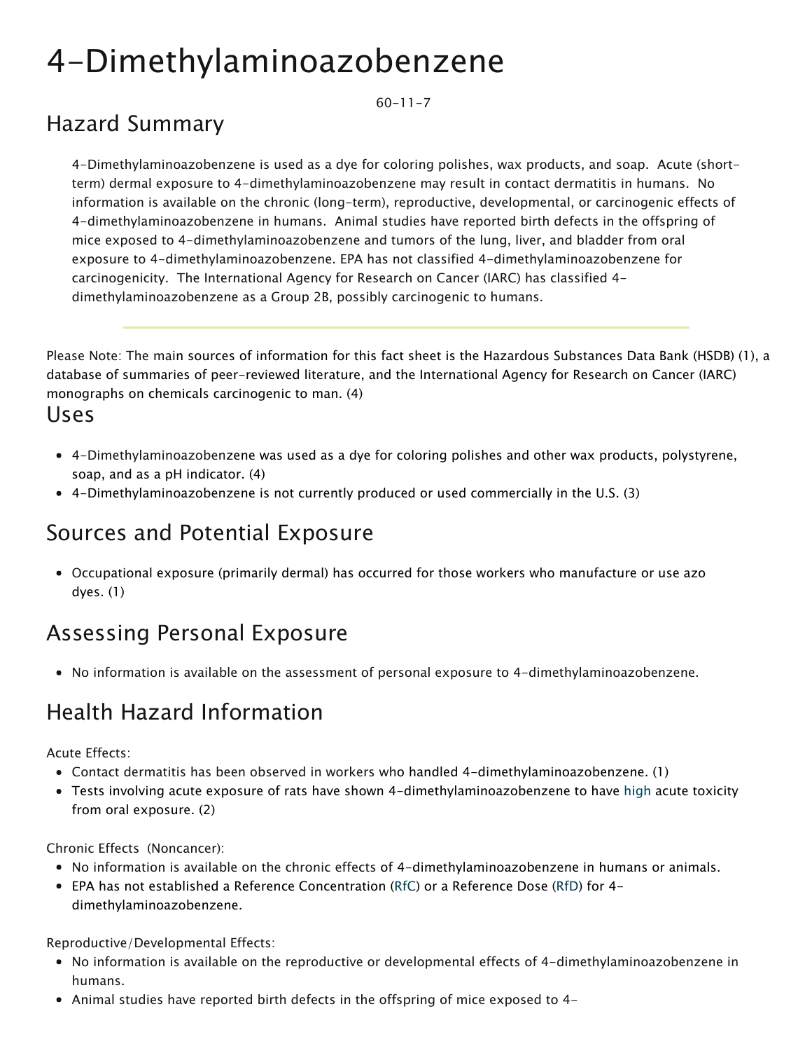# 4-Dimethylaminoazobenzene

60-11-7

## Hazard Summary

4-Dimethylaminoazobenzene is used as a dye for coloring polishes, wax products, and soap. Acute (short-term) dermal exposure to 4-dimethylaminoazobenzene may result in contact dermatitis in humans. No information is available on the chronic (long-term), reproductive, developmental, or carcinogenic effects of 4-dimethylaminoazobenzene in humans. Animal studies have reported birth defects in the offspring of mice exposed to 4-dimethylaminoazobenzene and tumors of the lung, liver, and bladder from oral exposure to 4-dimethylaminoazobenzene. EPA has not classified 4-dimethylaminoazobenzene for carcinogenicity. The International Agency for Research on Cancer (IARC) has classified 4-dimethylaminoazobenzene as a Group 2B, possibly carcinogenic to humans.

---

Please Note: The main sources of information for this fact sheet is the Hazardous Substances Data Bank (HSDB) (1), a database of summaries of peer-reviewed literature, and the International Agency for Research on Cancer (IARC) monographs on chemicals carcinogenic to man. (4)

## Uses

- 4-Dimethylaminoazobenzene was used as a dye for coloring polishes and other wax products, polystyrene, soap, and as a pH indicator. (4)
- 4-Dimethylaminoazobenzene is not currently produced or used commercially in the U.S. (3)

## Sources and Potential Exposure

- Occupational exposure (primarily dermal) has occurred for those workers who manufacture or use azo dyes. (1)

## Assessing Personal Exposure

- No information is available on the assessment of personal exposure to 4-dimethylaminoazobenzene.

## Health Hazard Information

Acute Effects:

- Contact dermatitis has been observed in workers who handled 4-dimethylaminoazobenzene. (1)
- Tests involving acute exposure of rats have shown 4-dimethylaminoazobenzene to have high acute toxicity from oral exposure. (2)

Chronic Effects (Noncancer):

- No information is available on the chronic effects of 4-dimethylaminoazobenzene in humans or animals.
- EPA has not established a Reference Concentration (RfC) or a Reference Dose (RfD) for 4-dimethylaminoazobenzene.

Reproductive/Developmental Effects:

- No information is available on the reproductive or developmental effects of 4-dimethylaminoazobenzene in humans.
- Animal studies have reported birth defects in the offspring of mice exposed to 4-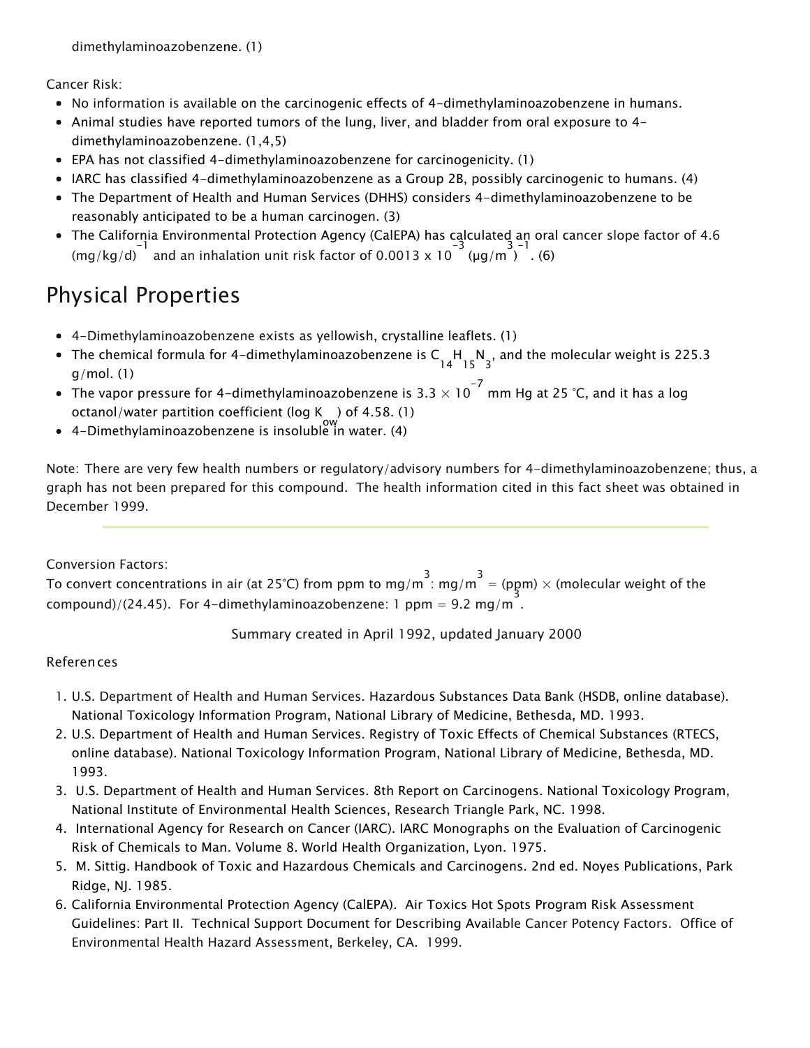dimethylaminoazobenzene. (1)

Cancer Risk:

- No information is available on the carcinogenic effects of 4-dimethylaminoazobenzene in humans.
- Animal studies have reported tumors of the lung, liver, and bladder from oral exposure to 4-dimethylaminoazobenzene. (1,4,5)
- EPA has not classified 4-dimethylaminoazobenzene for carcinogenicity. (1)
- IARC has classified 4-dimethylaminoazobenzene as a Group 2B, possibly carcinogenic to humans. (4)
- The Department of Health and Human Services (DHHS) considers 4-dimethylaminoazobenzene to be reasonably anticipated to be a human carcinogen. (3)
- The California Environmental Protection Agency (CalEPA) has calculated an oral cancer slope factor of 4.6 $(mg/kg/d)^{-1}$ and an inhalation unit risk factor of $0.0013 \times 10^{-3}$ $(\mu g/m^3)^{-1}$. (6)

# Physical Properties

- 4-Dimethylaminoazobenzene exists as yellowish, crystalline leaflets. (1)
- The chemical formula for 4-dimethylaminoazobenzene is $C_{14}H_{15}N_3$, and the molecular weight is 225.3 g/mol. (1)
- The vapor pressure for 4-dimethylaminoazobenzene is $3.3 \times 10^{-7}$ mm Hg at 25 °C, and it has a log octanol/water partition coefficient (log $K_{ow}$) of 4.58. (1)
- 4-Dimethylaminoazobenzene is insoluble in water. (4)

Note: There are very few health numbers or regulatory/advisory numbers for 4-dimethylaminoazobenzene; thus, a graph has not been prepared for this compound. The health information cited in this fact sheet was obtained in December 1999.

---

Conversion Factors:
To convert concentrations in air (at 25°C) from ppm to $mg/m^3$: $mg/m^3$ = (ppm) $\times$ (molecular weight of the compound)/(24.45). For 4-dimethylaminoazobenzene: 1 ppm = 9.2 $mg/m^3$.

Summary created in April 1992, updated January 2000

References

1. U.S. Department of Health and Human Services. Hazardous Substances Data Bank (HSDB, online database). National Toxicology Information Program, National Library of Medicine, Bethesda, MD. 1993.
2. U.S. Department of Health and Human Services. Registry of Toxic Effects of Chemical Substances (RTECS, online database). National Toxicology Information Program, National Library of Medicine, Bethesda, MD. 1993.
3. U.S. Department of Health and Human Services. 8th Report on Carcinogens. National Toxicology Program, National Institute of Environmental Health Sciences, Research Triangle Park, NC. 1998.
4. International Agency for Research on Cancer (IARC). IARC Monographs on the Evaluation of Carcinogenic Risk of Chemicals to Man. Volume 8. World Health Organization, Lyon. 1975.
5. M. Sittig. Handbook of Toxic and Hazardous Chemicals and Carcinogens. 2nd ed. Noyes Publications, Park Ridge, NJ. 1985.
6. California Environmental Protection Agency (CalEPA). Air Toxics Hot Spots Program Risk Assessment Guidelines: Part II. Technical Support Document for Describing Available Cancer Potency Factors. Office of Environmental Health Hazard Assessment, Berkeley, CA. 1999.